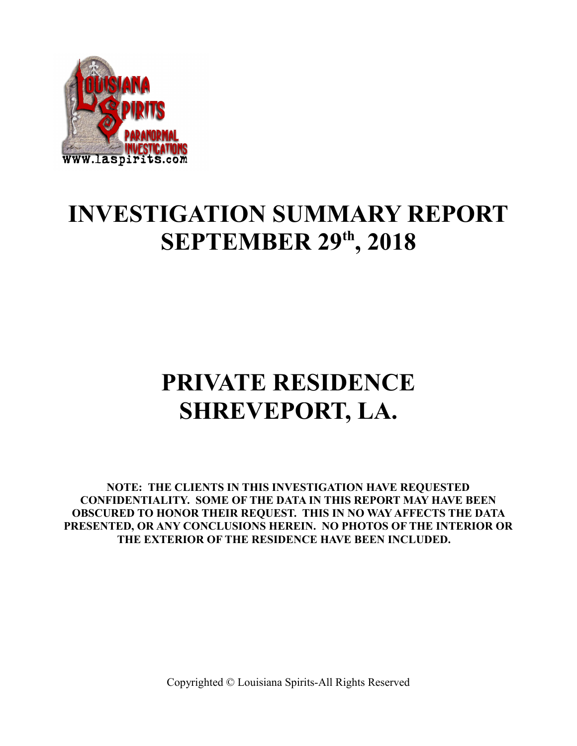# INVESTIGATION SUMMARY REPORT
# SEPTEMBER 29th, 2018

# PRIVATE RESIDENCE
# SHREVEPORT, LA.

**NOTE: THE CLIENTS IN THIS INVESTIGATION HAVE REQUESTED CONFIDENTIALITY. SOME OF THE DATA IN THIS REPORT MAY HAVE BEEN OBSCURED TO HONOR THEIR REQUEST. THIS IN NO WAY AFFECTS THE DATA PRESENTED, OR ANY CONCLUSIONS HEREIN. NO PHOTOS OF THE INTERIOR OR THE EXTERIOR OF THE RESIDENCE HAVE BEEN INCLUDED.**

Copyrighted © Louisiana Spirits-All Rights Reserved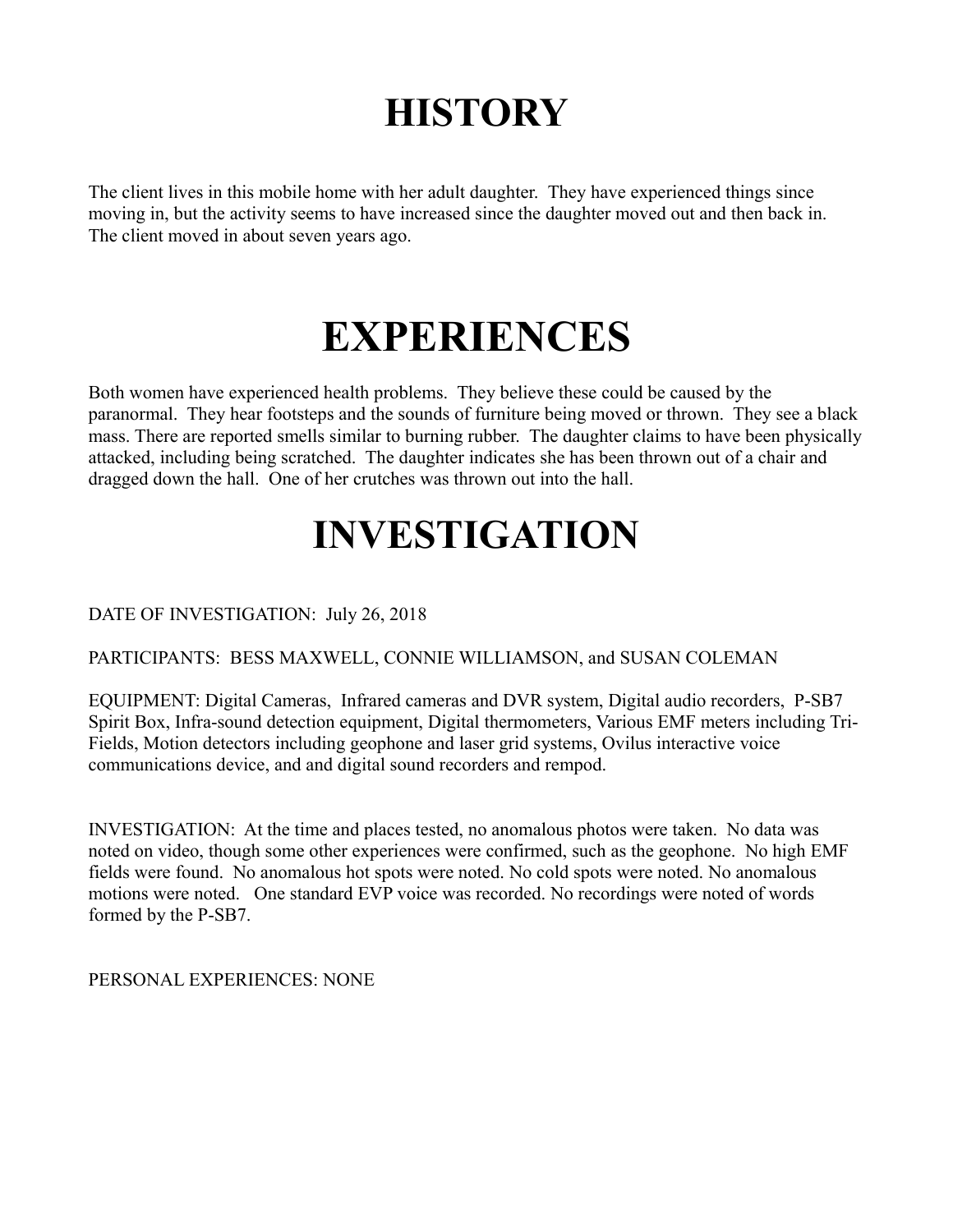# HISTORY

The client lives in this mobile home with her adult daughter. They have experienced things since moving in, but the activity seems to have increased since the daughter moved out and then back in. The client moved in about seven years ago.

# EXPERIENCES

Both women have experienced health problems. They believe these could be caused by the paranormal. They hear footsteps and the sounds of furniture being moved or thrown. They see a black mass. There are reported smells similar to burning rubber. The daughter claims to have been physically attacked, including being scratched. The daughter indicates she has been thrown out of a chair and dragged down the hall. One of her crutches was thrown out into the hall.

# INVESTIGATION

DATE OF INVESTIGATION: July 26, 2018

PARTICIPANTS: BESS MAXWELL, CONNIE WILLIAMSON, and SUSAN COLEMAN

EQUIPMENT: Digital Cameras, Infrared cameras and DVR system, Digital audio recorders, P-SB7 Spirit Box, Infra-sound detection equipment, Digital thermometers, Various EMF meters including Tri-Fields, Motion detectors including geophone and laser grid systems, Ovilus interactive voice communications device, and and digital sound recorders and rempod.

INVESTIGATION: At the time and places tested, no anomalous photos were taken. No data was noted on video, though some other experiences were confirmed, such as the geophone. No high EMF fields were found. No anomalous hot spots were noted. No cold spots were noted. No anomalous motions were noted. One standard EVP voice was recorded. No recordings were noted of words formed by the P-SB7.

PERSONAL EXPERIENCES: NONE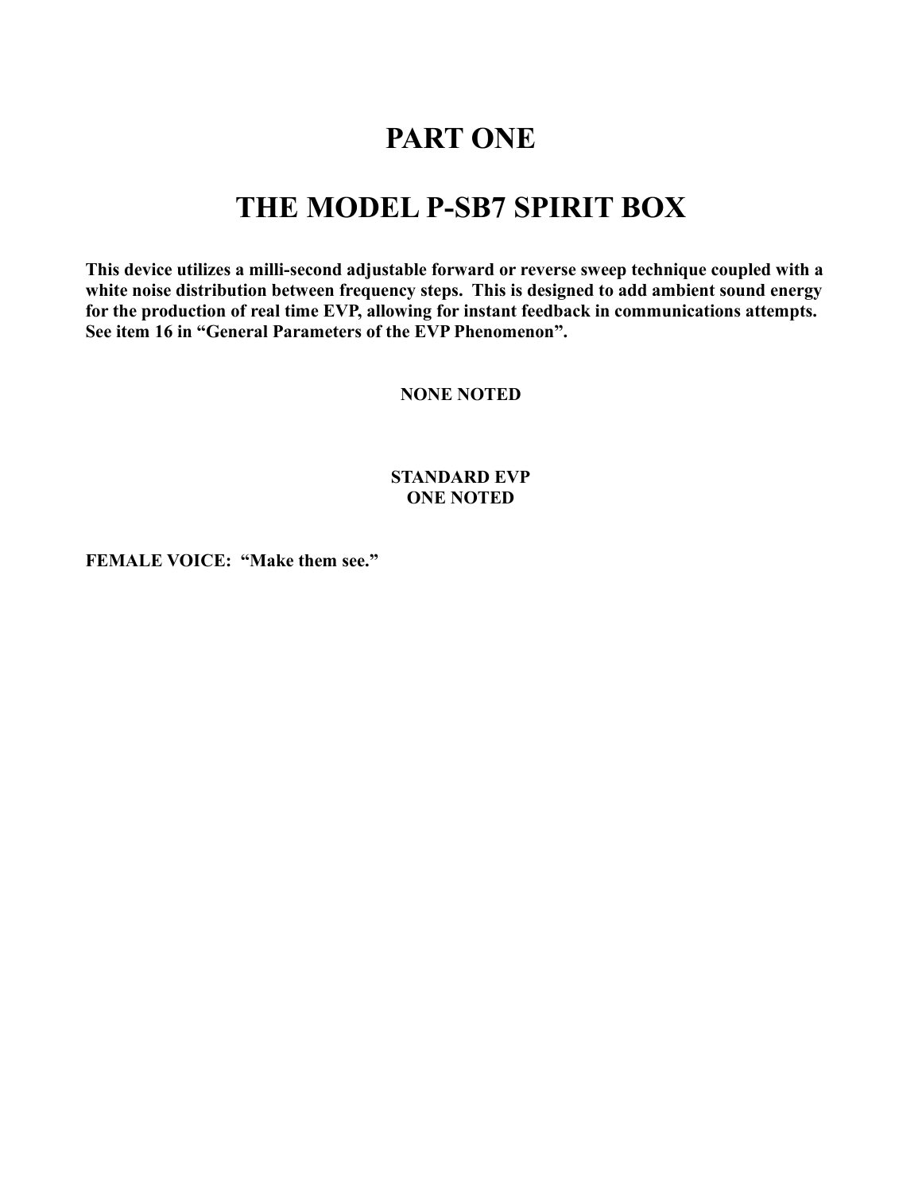# PART ONE

# THE MODEL P-SB7 SPIRIT BOX

**This device utilizes a milli-second adjustable forward or reverse sweep technique coupled with a white noise distribution between frequency steps. This is designed to add ambient sound energy for the production of real time EVP, allowing for instant feedback in communications attempts. See item 16 in "General Parameters of the EVP Phenomenon".**

**NONE NOTED**

**STANDARD EVP**
**ONE NOTED**

**FEMALE VOICE: "Make them see."**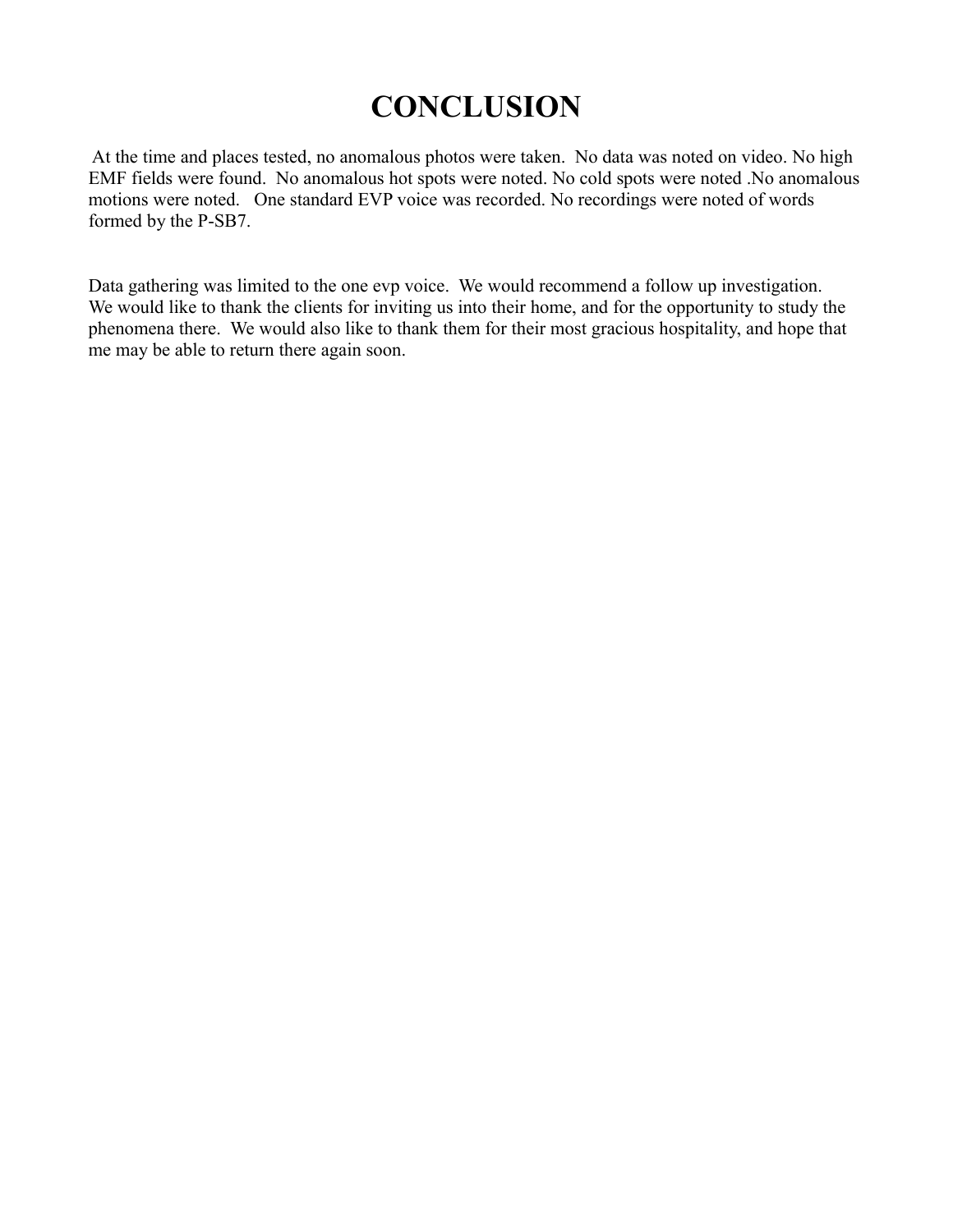# CONCLUSION

At the time and places tested, no anomalous photos were taken. No data was noted on video. No high EMF fields were found. No anomalous hot spots were noted. No cold spots were noted .No anomalous motions were noted. One standard EVP voice was recorded. No recordings were noted of words formed by the P-SB7.

Data gathering was limited to the one evp voice. We would recommend a follow up investigation. We would like to thank the clients for inviting us into their home, and for the opportunity to study the phenomena there. We would also like to thank them for their most gracious hospitality, and hope that me may be able to return there again soon.